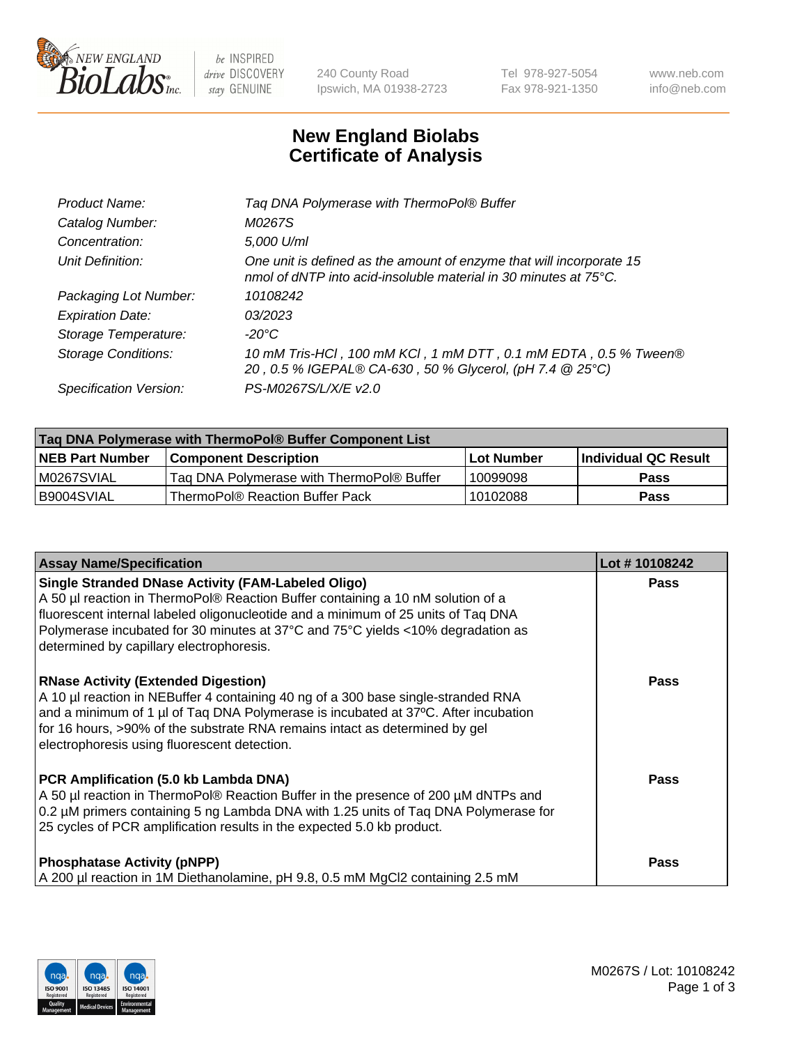# New England Biolabs Certificate of Analysis

| | |
|---|---|
| Product Name: | Taq DNA Polymerase with ThermoPol® Buffer |
| Catalog Number: | M0267S |
| Concentration: | 5,000 U/ml |
| Unit Definition: | One unit is defined as the amount of enzyme that will incorporate 15 nmol of dNTP into acid-insoluble material in 30 minutes at 75°C. |
| Packaging Lot Number: | 10108242 |
| Expiration Date: | 03/2023 |
| Storage Temperature: | -20°C |
| Storage Conditions: | 10 mM Tris-HCl , 100 mM KCl , 1 mM DTT , 0.1 mM EDTA , 0.5 % Tween® 20 , 0.5 % IGEPAL® CA-630 , 50 % Glycerol, (pH 7.4 @ 25°C) |
| Specification Version: | PS-M0267S/L/X/E v2.0 |

| Taq DNA Polymerase with ThermoPol® Buffer Component List | | | |
|---|---|---|---|
| **NEB Part Number** | **Component Description** | **Lot Number** | **Individual QC Result** |
| M0267SVIAL | Taq DNA Polymerase with ThermoPol® Buffer | 10099098 | Pass |
| B9004SVIAL | ThermoPol® Reaction Buffer Pack | 10102088 | Pass |

| Assay Name/Specification | Lot # 10108242 |
|---|---|
| **Single Stranded DNase Activity (FAM-Labeled Oligo)**<br>A 50 µl reaction in ThermoPol® Reaction Buffer containing a 10 nM solution of a fluorescent internal labeled oligonucleotide and a minimum of 25 units of Taq DNA Polymerase incubated for 30 minutes at 37°C and 75°C yields <10% degradation as determined by capillary electrophoresis. | Pass |
| **RNase Activity (Extended Digestion)**<br>A 10 µl reaction in NEBuffer 4 containing 40 ng of a 300 base single-stranded RNA and a minimum of 1 µl of Taq DNA Polymerase is incubated at 37ºC. After incubation for 16 hours, >90% of the substrate RNA remains intact as determined by gel electrophoresis using fluorescent detection. | Pass |
| **PCR Amplification (5.0 kb Lambda DNA)**<br>A 50 µl reaction in ThermoPol® Reaction Buffer in the presence of 200 µM dNTPs and 0.2 µM primers containing 5 ng Lambda DNA with 1.25 units of Taq DNA Polymerase for 25 cycles of PCR amplification results in the expected 5.0 kb product. | Pass |
| **Phosphatase Activity (pNPP)**<br>A 200 µl reaction in 1M Diethanolamine, pH 9.8, 0.5 mM $MgCl_2$ containing 2.5 mM | Pass |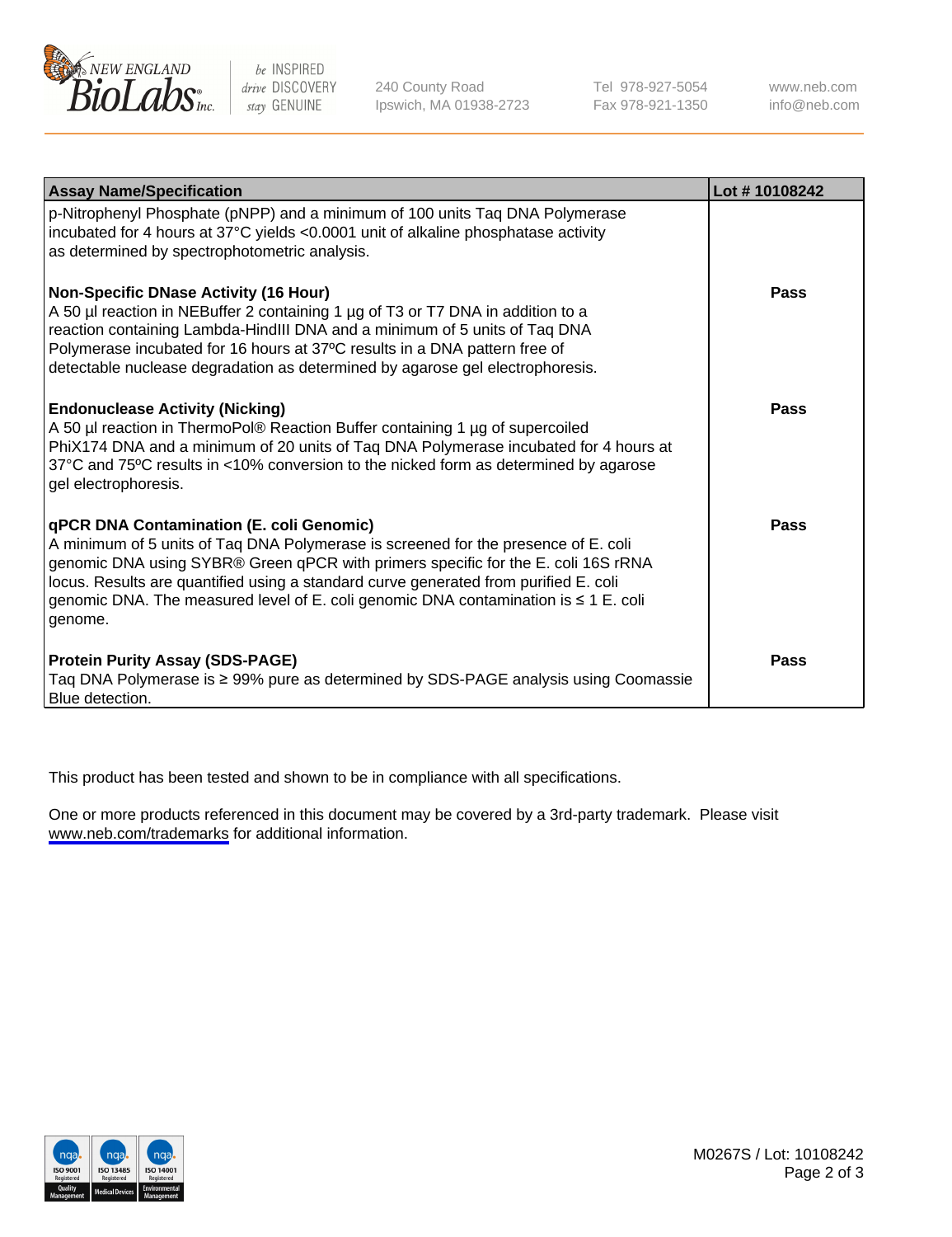| Assay Name/Specification | Lot # 10108242 |
| --- | --- |
| p-Nitrophenyl Phosphate (pNPP) and a minimum of 100 units Taq DNA Polymerase incubated for 4 hours at 37°C yields <0.0001 unit of alkaline phosphatase activity as determined by spectrophotometric analysis. | |
| **Non-Specific DNase Activity (16 Hour)**<br>A 50 µl reaction in NEBuffer 2 containing 1 µg of T3 or T7 DNA in addition to a reaction containing Lambda-HindIII DNA and a minimum of 5 units of Taq DNA Polymerase incubated for 16 hours at 37ºC results in a DNA pattern free of detectable nuclease degradation as determined by agarose gel electrophoresis. | **Pass** |
| **Endonuclease Activity (Nicking)**<br>A 50 µl reaction in ThermoPol® Reaction Buffer containing 1 µg of supercoiled PhiX174 DNA and a minimum of 20 units of Taq DNA Polymerase incubated for 4 hours at 37°C and 75ºC results in <10% conversion to the nicked form as determined by agarose gel electrophoresis. | **Pass** |
| **qPCR DNA Contamination (E. coli Genomic)**<br>A minimum of 5 units of Taq DNA Polymerase is screened for the presence of E. coli genomic DNA using SYBR® Green qPCR with primers specific for the E. coli 16S rRNA locus. Results are quantified using a standard curve generated from purified E. coli genomic DNA. The measured level of E. coli genomic DNA contamination is ≤ 1 E. coli genome. | **Pass** |
| **Protein Purity Assay (SDS-PAGE)**<br>Taq DNA Polymerase is ≥ 99% pure as determined by SDS-PAGE analysis using Coomassie Blue detection. | **Pass** |

This product has been tested and shown to be in compliance with all specifications.

One or more products referenced in this document may be covered by a 3rd-party trademark. Please visit www.neb.com/trademarks for additional information.

M0267S / Lot: 10108242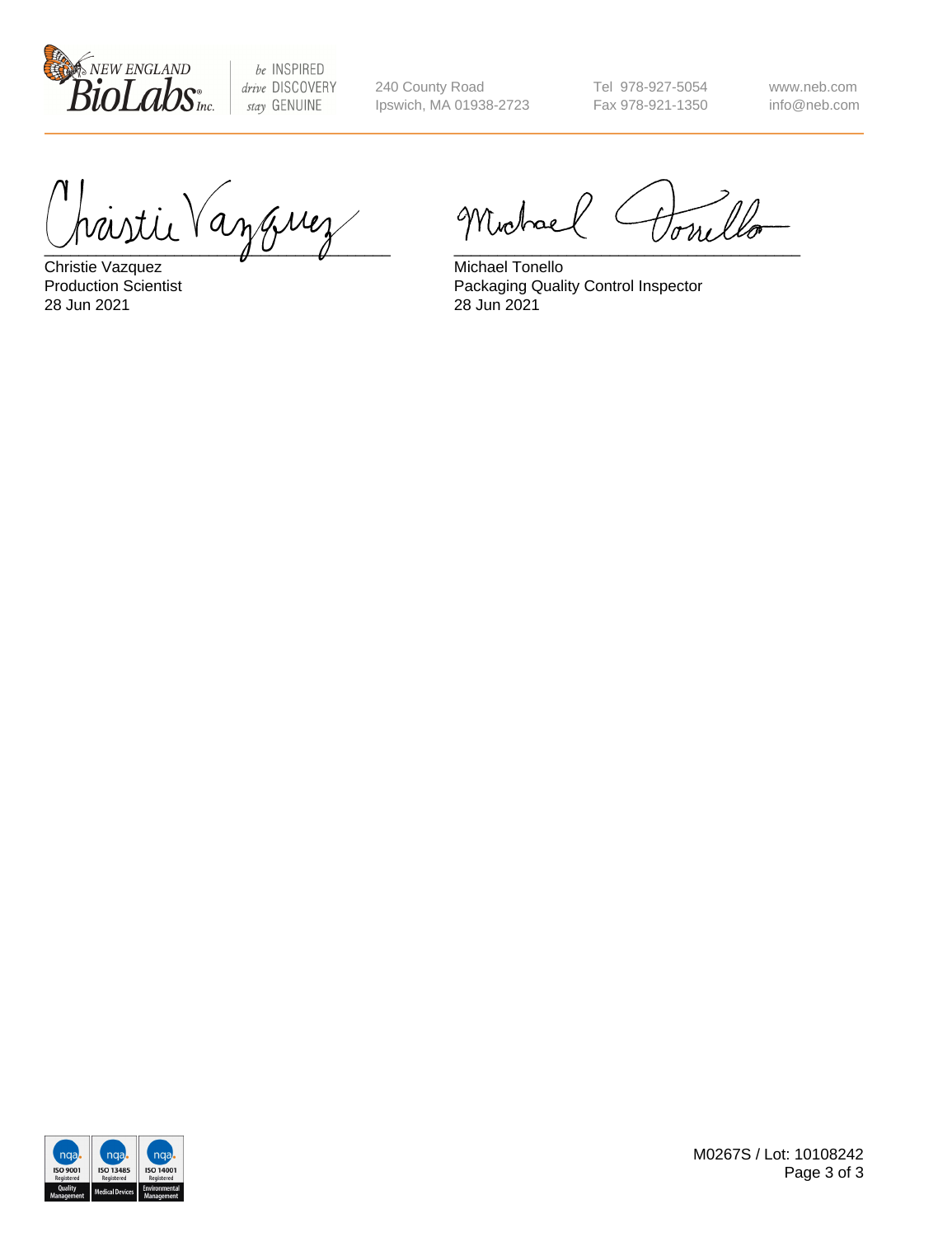New England BioLabs Inc. — be INSPIRED drive DISCOVERY stay GENUINE

240 County Road
Ipswich, MA 01938-2723

Tel 978-927-5054
Fax 978-921-1350

www.neb.com
info@neb.com

Christie Vazquez
Production Scientist
28 Jun 2021

Michael Tonello
Packaging Quality Control Inspector
28 Jun 2021

M0267S / Lot: 10108242